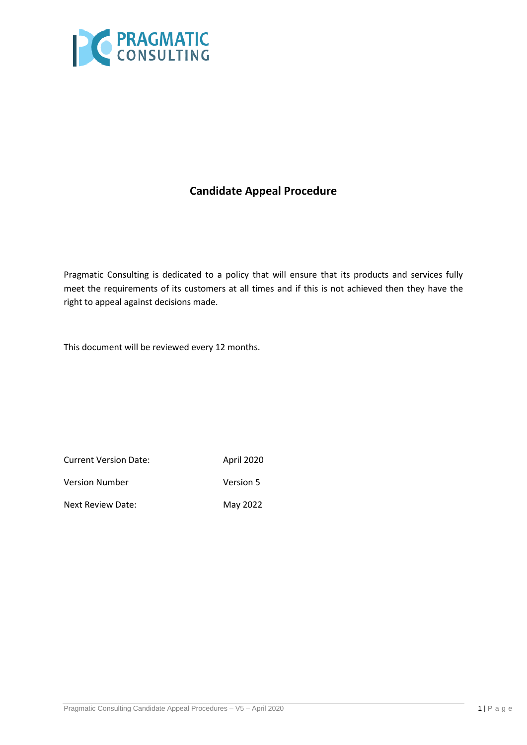PRAGMATIC CONSULTING

# Candidate Appeal Procedure

Pragmatic Consulting is dedicated to a policy that will ensure that its products and services fully meet the requirements of its customers at all times and if this is not achieved then they have the right to appeal against decisions made.

This document will be reviewed every 12 months.

| | |
|---|---|
| Current Version Date: | April 2020 |
| Version Number | Version 5 |
| Next Review Date: | May 2022 |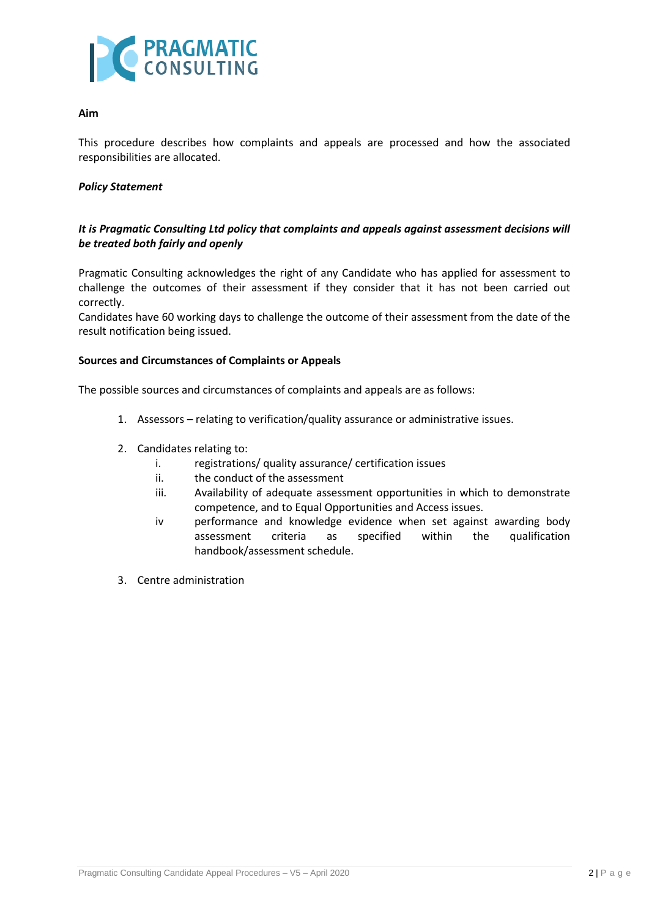**Aim**

This procedure describes how complaints and appeals are processed and how the associated responsibilities are allocated.

***Policy Statement***

***It is Pragmatic Consulting Ltd policy that complaints and appeals against assessment decisions will be treated both fairly and openly***

Pragmatic Consulting acknowledges the right of any Candidate who has applied for assessment to challenge the outcomes of their assessment if they consider that it has not been carried out correctly.
Candidates have 60 working days to challenge the outcome of their assessment from the date of the result notification being issued.

**Sources and Circumstances of Complaints or Appeals**

The possible sources and circumstances of complaints and appeals are as follows:

1. Assessors – relating to verification/quality assurance or administrative issues.

2. Candidates relating to:
   i. registrations/ quality assurance/ certification issues
   ii. the conduct of the assessment
   iii. Availability of adequate assessment opportunities in which to demonstrate competence, and to Equal Opportunities and Access issues.
   iv performance and knowledge evidence when set against awarding body assessment criteria as specified within the qualification handbook/assessment schedule.

3. Centre administration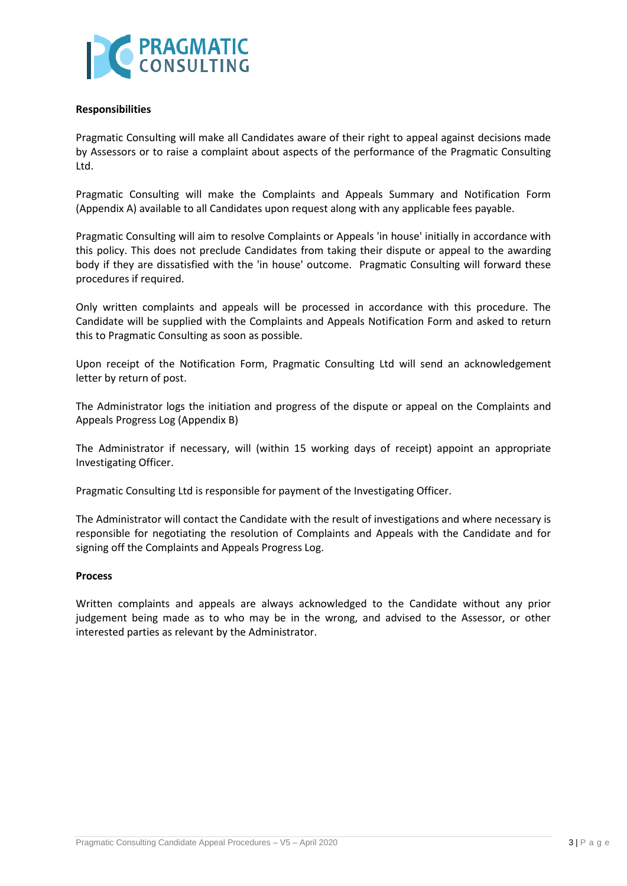**Responsibilities**

Pragmatic Consulting will make all Candidates aware of their right to appeal against decisions made by Assessors or to raise a complaint about aspects of the performance of the Pragmatic Consulting Ltd.

Pragmatic Consulting will make the Complaints and Appeals Summary and Notification Form (Appendix A) available to all Candidates upon request along with any applicable fees payable.

Pragmatic Consulting will aim to resolve Complaints or Appeals 'in house' initially in accordance with this policy. This does not preclude Candidates from taking their dispute or appeal to the awarding body if they are dissatisfied with the 'in house' outcome. Pragmatic Consulting will forward these procedures if required.

Only written complaints and appeals will be processed in accordance with this procedure. The Candidate will be supplied with the Complaints and Appeals Notification Form and asked to return this to Pragmatic Consulting as soon as possible.

Upon receipt of the Notification Form, Pragmatic Consulting Ltd will send an acknowledgement letter by return of post.

The Administrator logs the initiation and progress of the dispute or appeal on the Complaints and Appeals Progress Log (Appendix B)

The Administrator if necessary, will (within 15 working days of receipt) appoint an appropriate Investigating Officer.

Pragmatic Consulting Ltd is responsible for payment of the Investigating Officer.

The Administrator will contact the Candidate with the result of investigations and where necessary is responsible for negotiating the resolution of Complaints and Appeals with the Candidate and for signing off the Complaints and Appeals Progress Log.

**Process**

Written complaints and appeals are always acknowledged to the Candidate without any prior judgement being made as to who may be in the wrong, and advised to the Assessor, or other interested parties as relevant by the Administrator.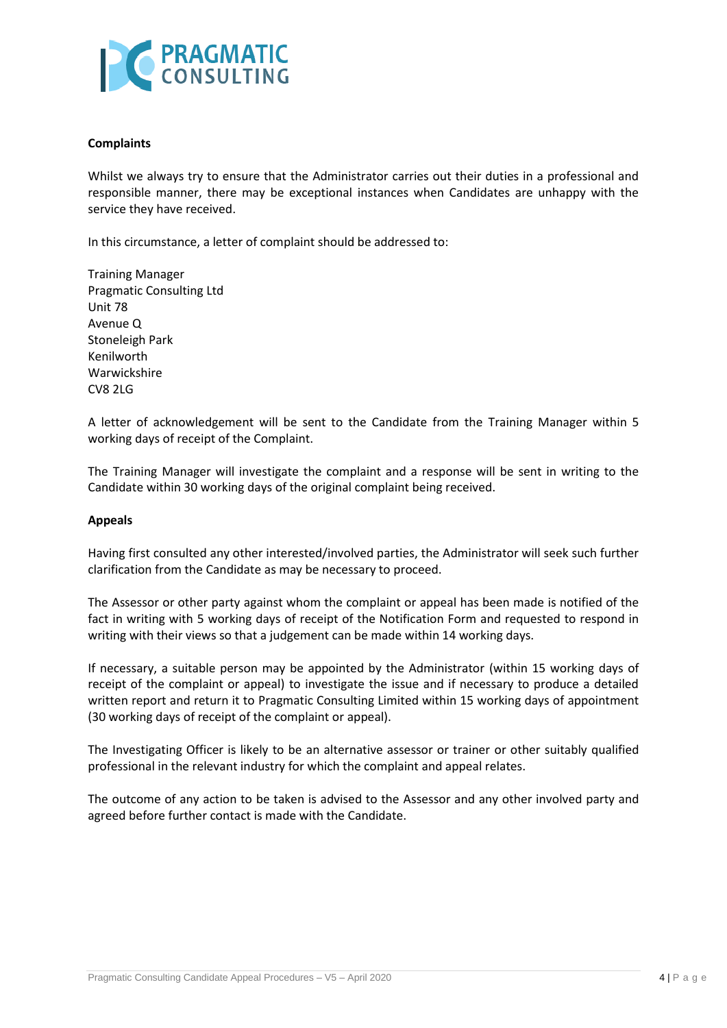**Complaints**

Whilst we always try to ensure that the Administrator carries out their duties in a professional and responsible manner, there may be exceptional instances when Candidates are unhappy with the service they have received.

In this circumstance, a letter of complaint should be addressed to:

Training Manager
Pragmatic Consulting Ltd
Unit 78
Avenue Q
Stoneleigh Park
Kenilworth
Warwickshire
CV8 2LG

A letter of acknowledgement will be sent to the Candidate from the Training Manager within 5 working days of receipt of the Complaint.

The Training Manager will investigate the complaint and a response will be sent in writing to the Candidate within 30 working days of the original complaint being received.

**Appeals**

Having first consulted any other interested/involved parties, the Administrator will seek such further clarification from the Candidate as may be necessary to proceed.

The Assessor or other party against whom the complaint or appeal has been made is notified of the fact in writing with 5 working days of receipt of the Notification Form and requested to respond in writing with their views so that a judgement can be made within 14 working days.

If necessary, a suitable person may be appointed by the Administrator (within 15 working days of receipt of the complaint or appeal) to investigate the issue and if necessary to produce a detailed written report and return it to Pragmatic Consulting Limited within 15 working days of appointment (30 working days of receipt of the complaint or appeal).

The Investigating Officer is likely to be an alternative assessor or trainer or other suitably qualified professional in the relevant industry for which the complaint and appeal relates.

The outcome of any action to be taken is advised to the Assessor and any other involved party and agreed before further contact is made with the Candidate.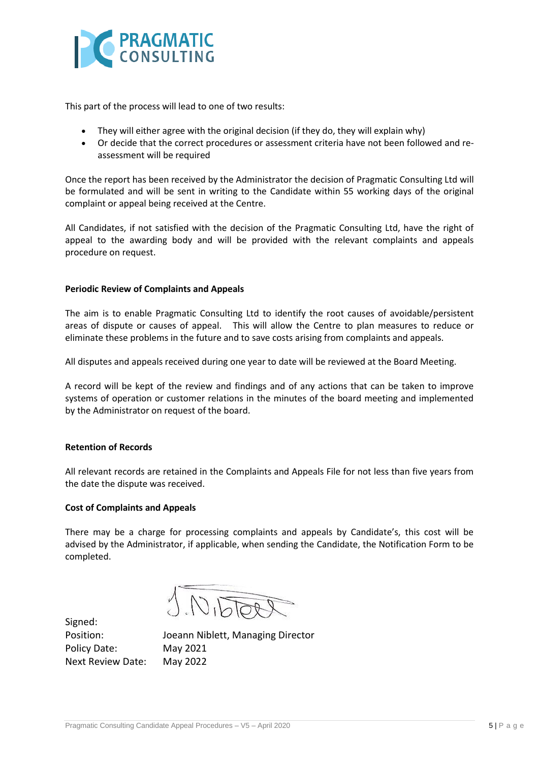This part of the process will lead to one of two results:

- They will either agree with the original decision (if they do, they will explain why)
- Or decide that the correct procedures or assessment criteria have not been followed and re-assessment will be required

Once the report has been received by the Administrator the decision of Pragmatic Consulting Ltd will be formulated and will be sent in writing to the Candidate within 55 working days of the original complaint or appeal being received at the Centre.

All Candidates, if not satisfied with the decision of the Pragmatic Consulting Ltd, have the right of appeal to the awarding body and will be provided with the relevant complaints and appeals procedure on request.

**Periodic Review of Complaints and Appeals**

The aim is to enable Pragmatic Consulting Ltd to identify the root causes of avoidable/persistent areas of dispute or causes of appeal. This will allow the Centre to plan measures to reduce or eliminate these problems in the future and to save costs arising from complaints and appeals.

All disputes and appeals received during one year to date will be reviewed at the Board Meeting.

A record will be kept of the review and findings and of any actions that can be taken to improve systems of operation or customer relations in the minutes of the board meeting and implemented by the Administrator on request of the board.

**Retention of Records**

All relevant records are retained in the Complaints and Appeals File for not less than five years from the date the dispute was received.

**Cost of Complaints and Appeals**

There may be a charge for processing complaints and appeals by Candidate's, this cost will be advised by the Administrator, if applicable, when sending the Candidate, the Notification Form to be completed.

Signed: J. Niblett

Position: Joeann Niblett, Managing Director

Policy Date: May 2021

Next Review Date: May 2022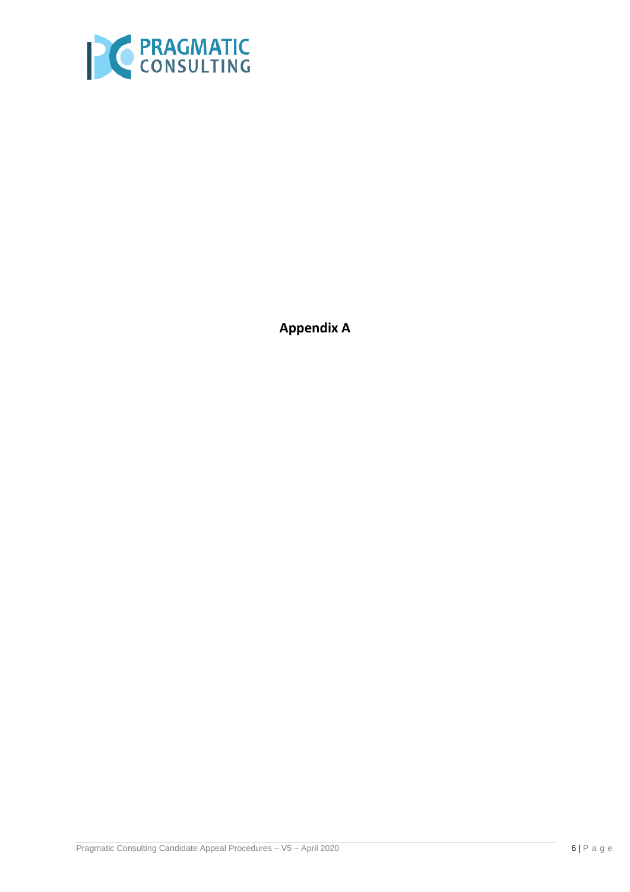**Appendix A**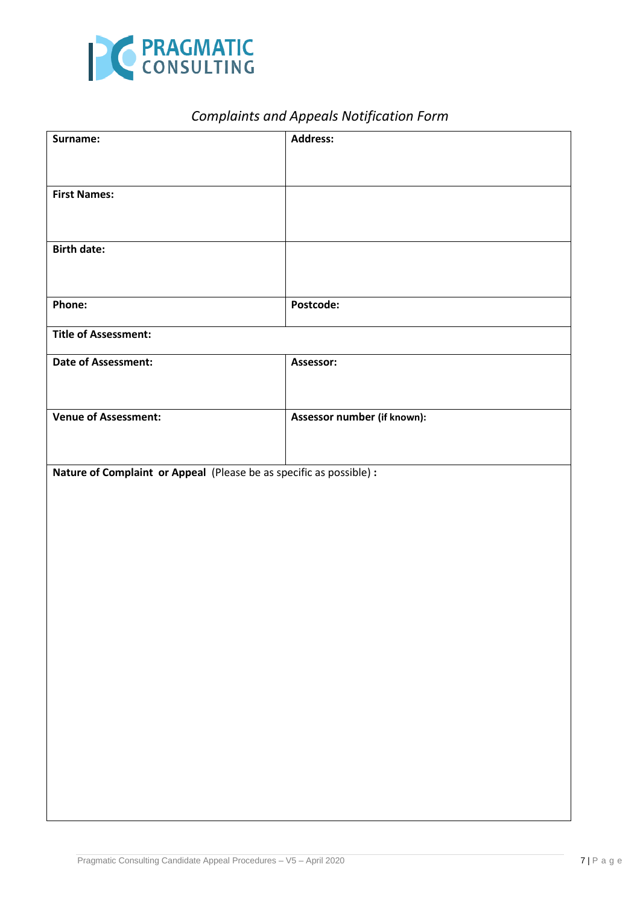PRAGMATIC CONSULTING

*Complaints and Appeals Notification Form*

| **Surname:** | **Address:** |
|---|---|
| **First Names:** | |
| **Birth date:** | |
| **Phone:** | **Postcode:** |
| **Title of Assessment:** | |
| **Date of Assessment:** | **Assessor:** |
| **Venue of Assessment:** | **Assessor number (if known):** |
| **Nature of Complaint or Appeal** (Please be as specific as possible) **:** | |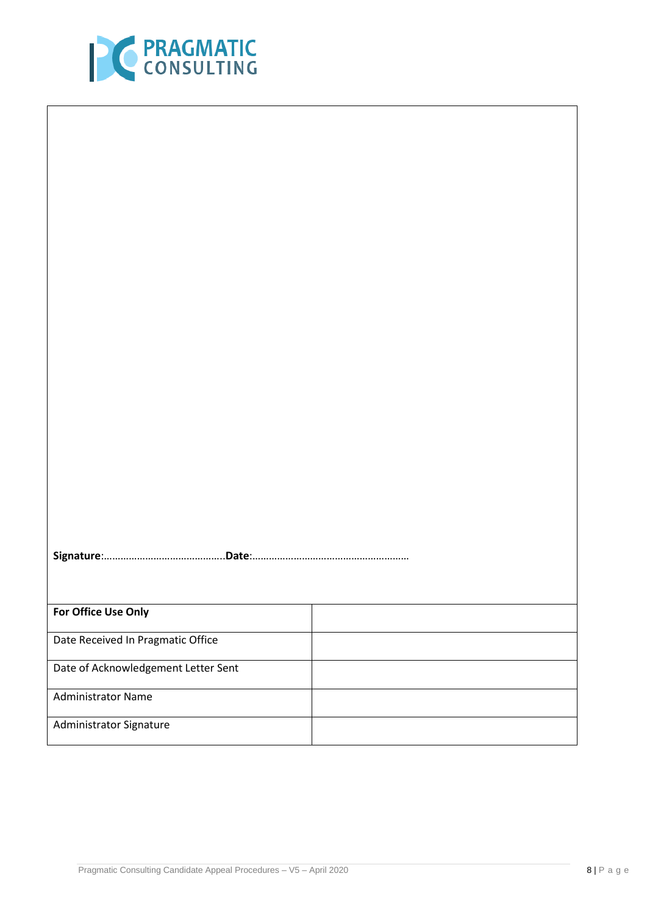**Signature**:……………………………………..**Date**:…………………………………………………

| **For Office Use Only** | |
|---|---|
| Date Received In Pragmatic Office | |
| Date of Acknowledgement Letter Sent | |
| Administrator Name | |
| Administrator Signature | |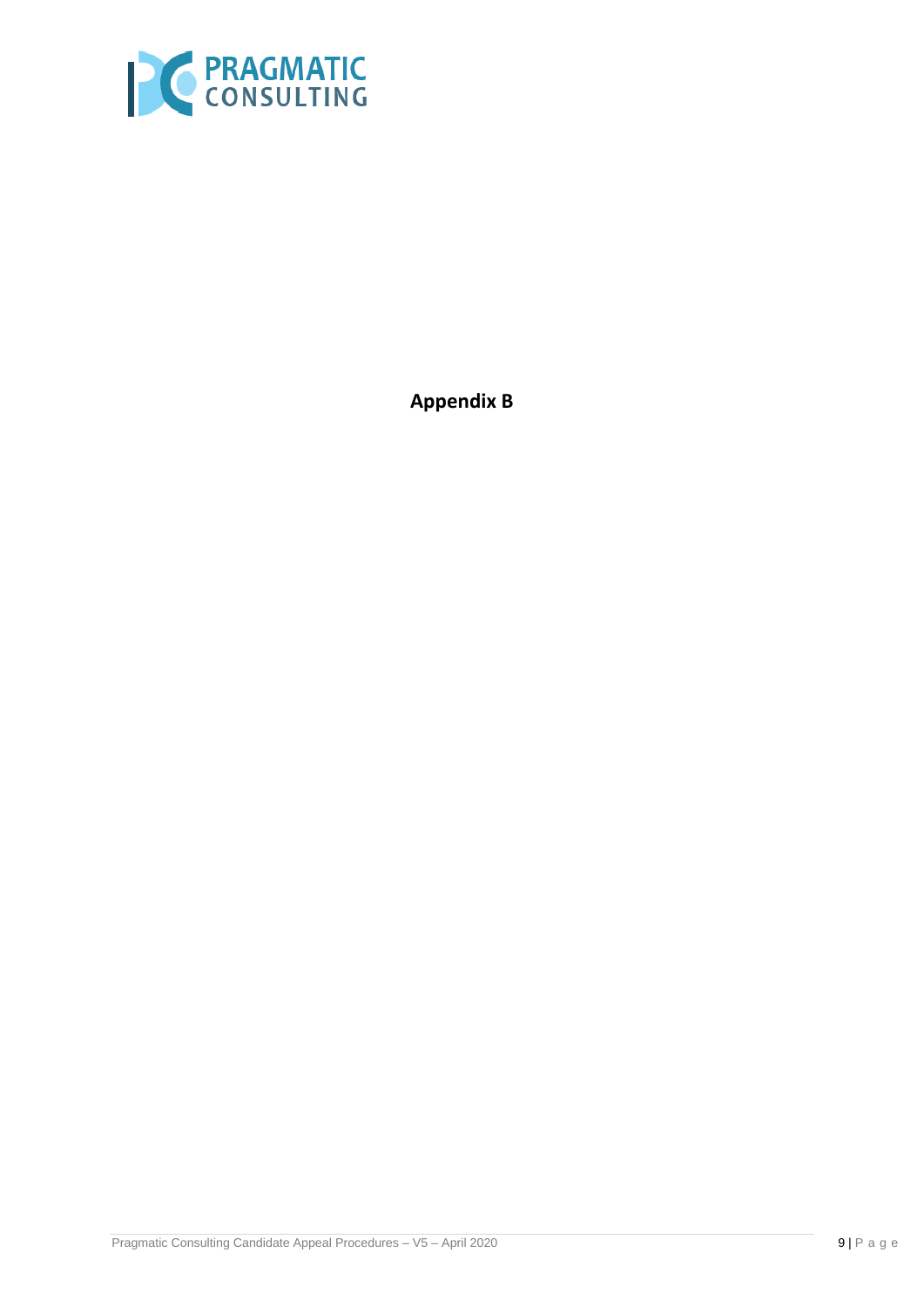**Appendix B**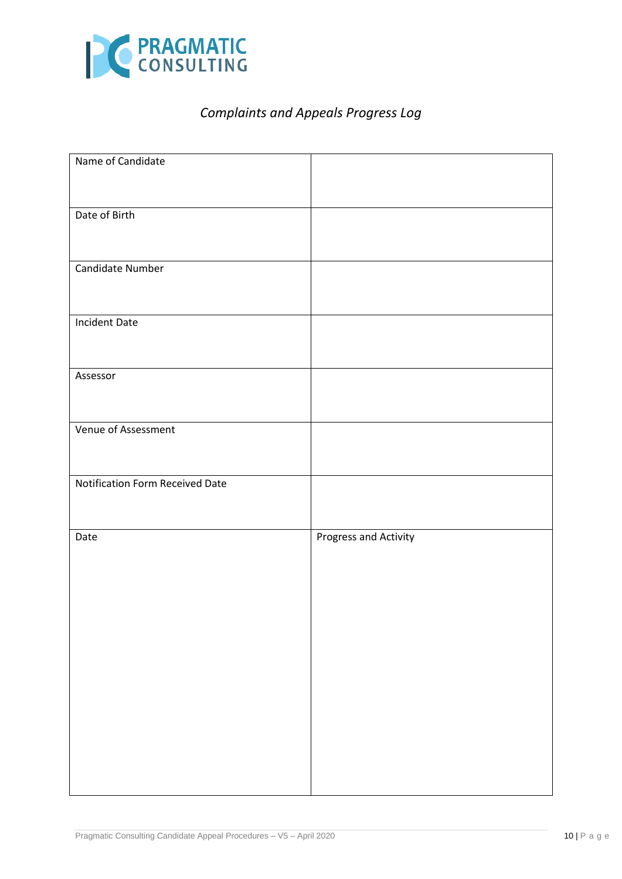*Complaints and Appeals Progress Log*

| | |
|---|---|
| Name of Candidate | |
| Date of Birth | |
| Candidate Number | |
| Incident Date | |
| Assessor | |
| Venue of Assessment | |
| Notification Form Received Date | |
| Date | Progress and Activity |
| | |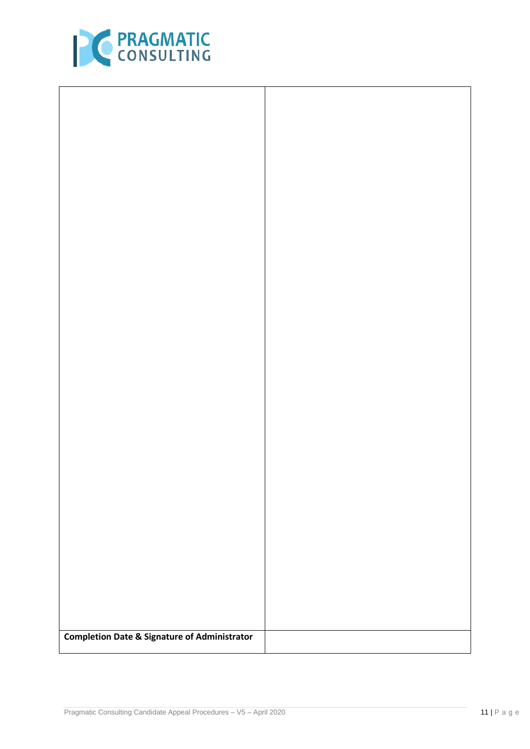| | |
|---|---|
| | |
| **Completion Date & Signature of Administrator** | |